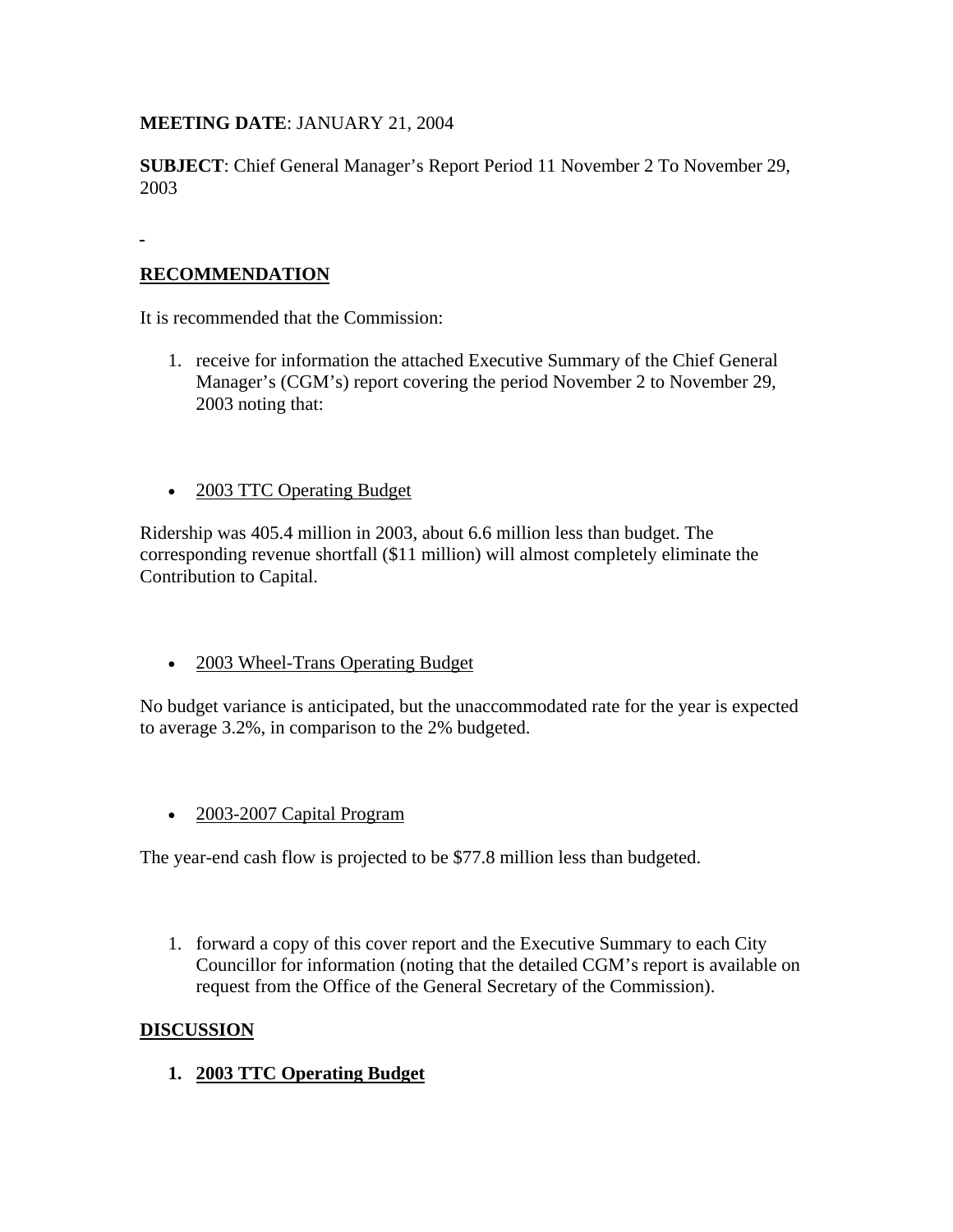**MEETING DATE**: JANUARY 21, 2004

**SUBJECT**: Chief General Manager's Report Period 11 November 2 To November 29, 2003

## RECOMMENDATION

It is recommended that the Commission:

1. receive for information the attached Executive Summary of the Chief General Manager's (CGM's) report covering the period November 2 to November 29, 2003 noting that:

- 2003 TTC Operating Budget

Ridership was 405.4 million in 2003, about 6.6 million less than budget. The corresponding revenue shortfall ($11 million) will almost completely eliminate the Contribution to Capital.

- 2003 Wheel-Trans Operating Budget

No budget variance is anticipated, but the unaccommodated rate for the year is expected to average 3.2%, in comparison to the 2% budgeted.

- 2003-2007 Capital Program

The year-end cash flow is projected to be $77.8 million less than budgeted.

1. forward a copy of this cover report and the Executive Summary to each City Councillor for information (noting that the detailed CGM's report is available on request from the Office of the General Secretary of the Commission).

## DISCUSSION

1. **2003 TTC Operating Budget**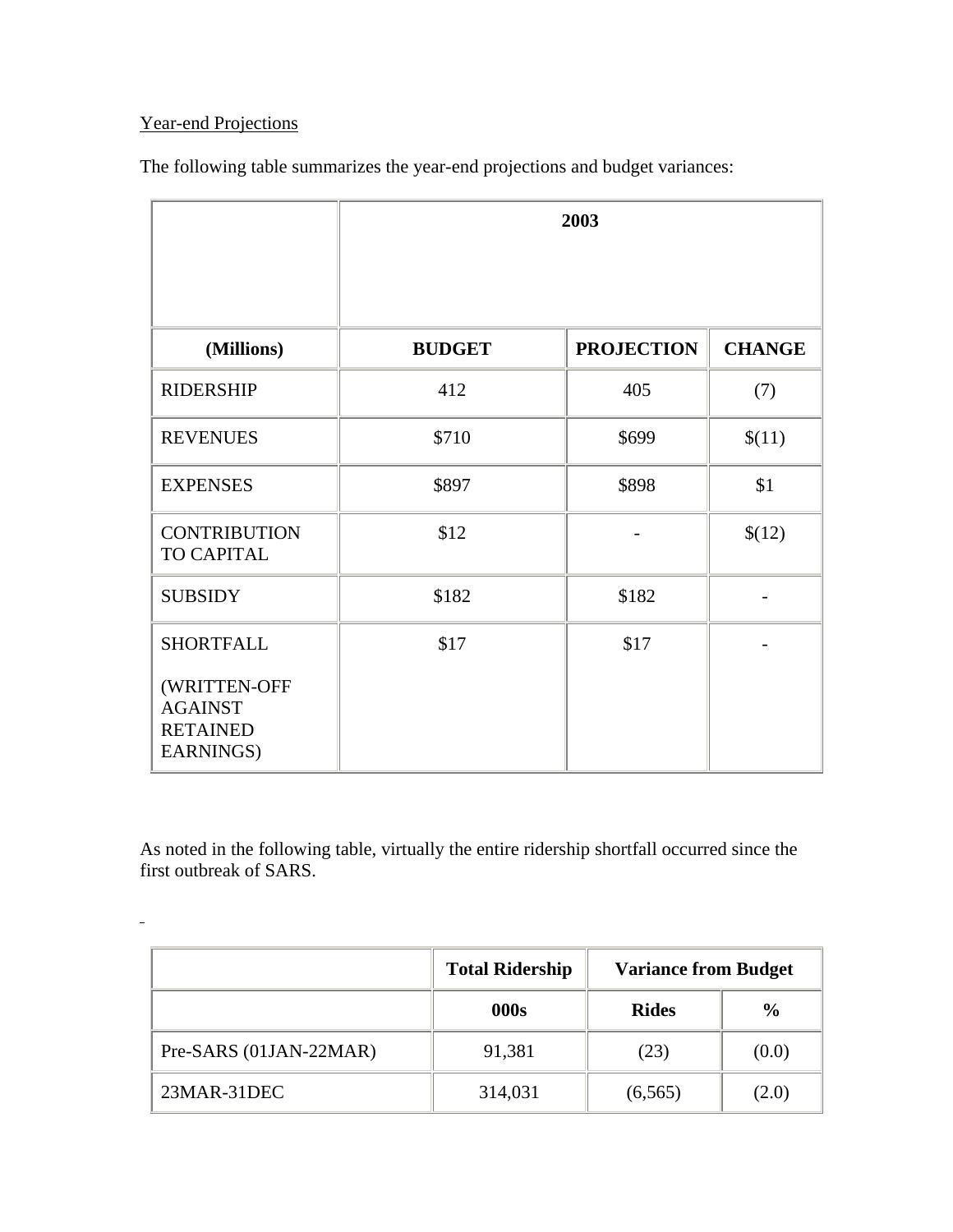Year-end Projections

The following table summarizes the year-end projections and budget variances:

| | 2003 | | |
|---|---|---|---|
| **(Millions)** | **BUDGET** | **PROJECTION** | **CHANGE** |
| RIDERSHIP | 412 | 405 | (7) |
| REVENUES | $710 | $699 | $(11) |
| EXPENSES | $897 | $898 | $1 |
| CONTRIBUTION TO CAPITAL | $12 | - | $(12) |
| SUBSIDY | $182 | $182 | - |
| SHORTFALL (WRITTEN-OFF AGAINST RETAINED EARNINGS) | $17 | $17 | - |

As noted in the following table, virtually the entire ridership shortfall occurred since the first outbreak of SARS.

| | **Total Ridership** | **Variance from Budget** | |
|---|---|---|---|
| | **000s** | **Rides** | **%** |
| Pre-SARS (01JAN-22MAR) | 91,381 | (23) | (0.0) |
| 23MAR-31DEC | 314,031 | (6,565) | (2.0) |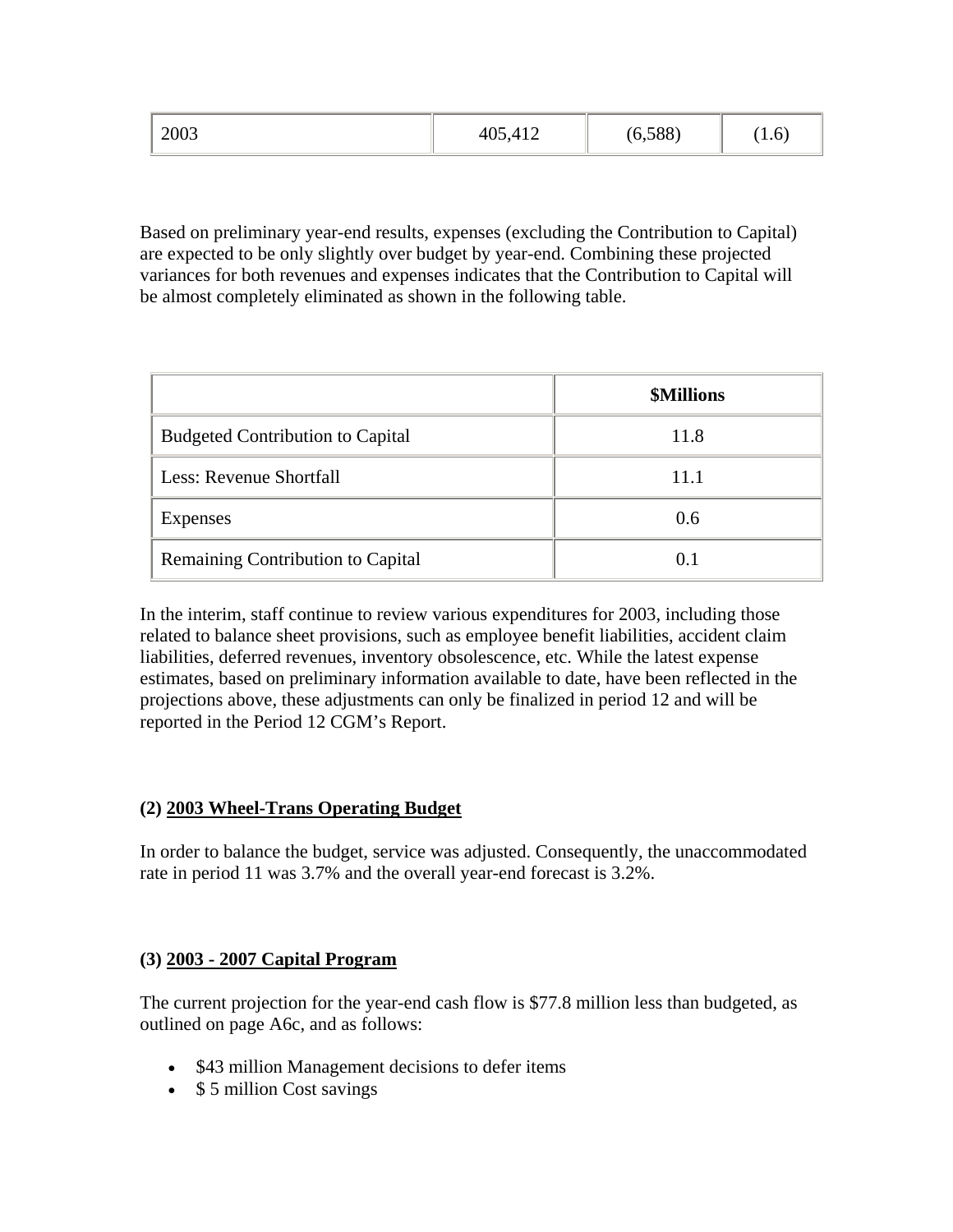| 2003 | 405,412 | (6,588) | (1.6) |
|---|---|---|---|

Based on preliminary year-end results, expenses (excluding the Contribution to Capital) are expected to be only slightly over budget by year-end. Combining these projected variances for both revenues and expenses indicates that the Contribution to Capital will be almost completely eliminated as shown in the following table.

| | $Millions |
|---|---|
| Budgeted Contribution to Capital | 11.8 |
| Less: Revenue Shortfall | 11.1 |
| Expenses | 0.6 |
| Remaining Contribution to Capital | 0.1 |

In the interim, staff continue to review various expenditures for 2003, including those related to balance sheet provisions, such as employee benefit liabilities, accident claim liabilities, deferred revenues, inventory obsolescence, etc. While the latest expense estimates, based on preliminary information available to date, have been reflected in the projections above, these adjustments can only be finalized in period 12 and will be reported in the Period 12 CGM's Report.

**(2) <u>2003 Wheel-Trans Operating Budget</u>**

In order to balance the budget, service was adjusted. Consequently, the unaccommodated rate in period 11 was 3.7% and the overall year-end forecast is 3.2%.

**(3) <u>2003 - 2007 Capital Program</u>**

The current projection for the year-end cash flow is $77.8 million less than budgeted, as outlined on page A6c, and as follows:

- $43 million Management decisions to defer items
- $ 5 million Cost savings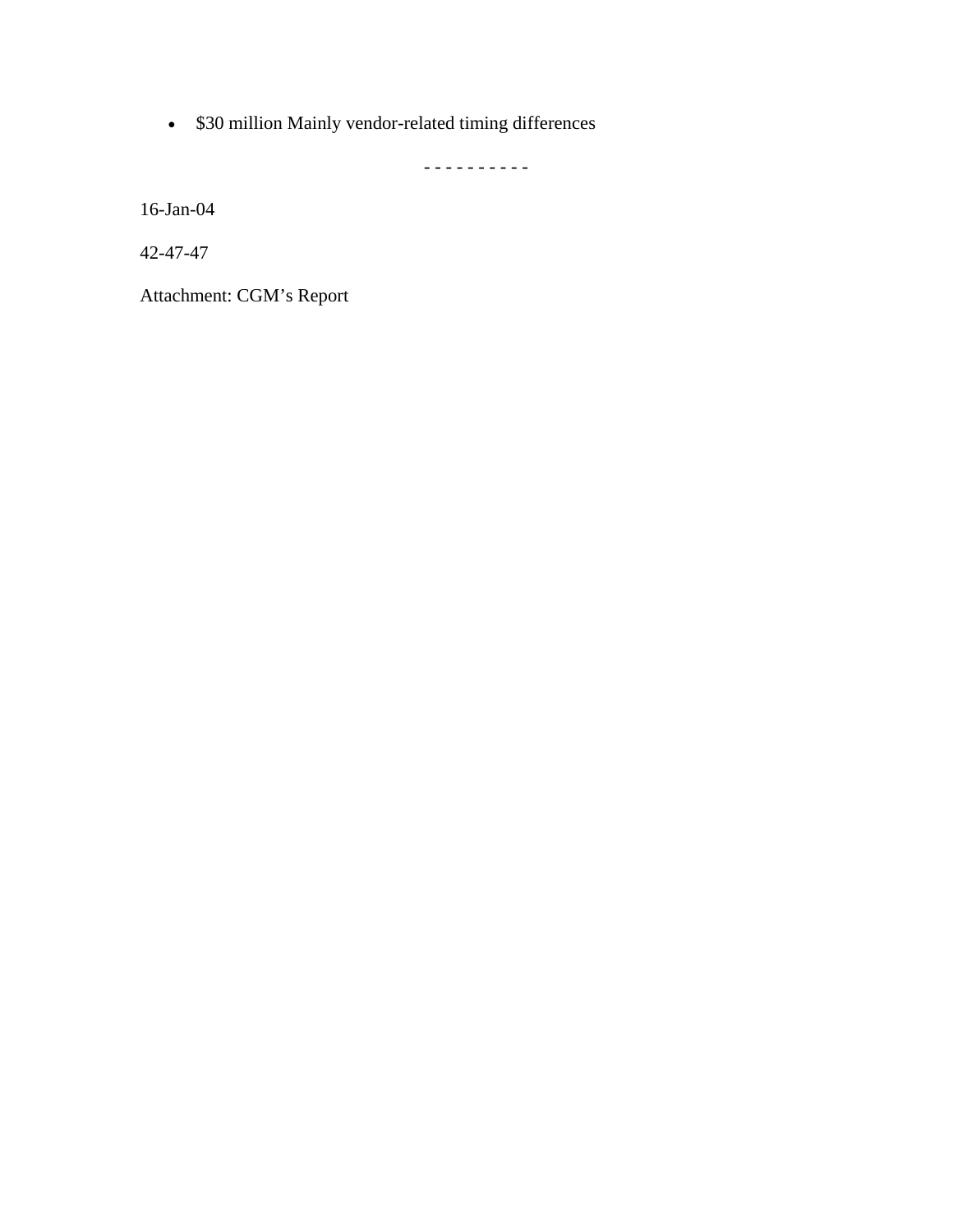- $30 million Mainly vendor-related timing differences

- - - - - - - - - -

16-Jan-04

42-47-47

Attachment: CGM's Report